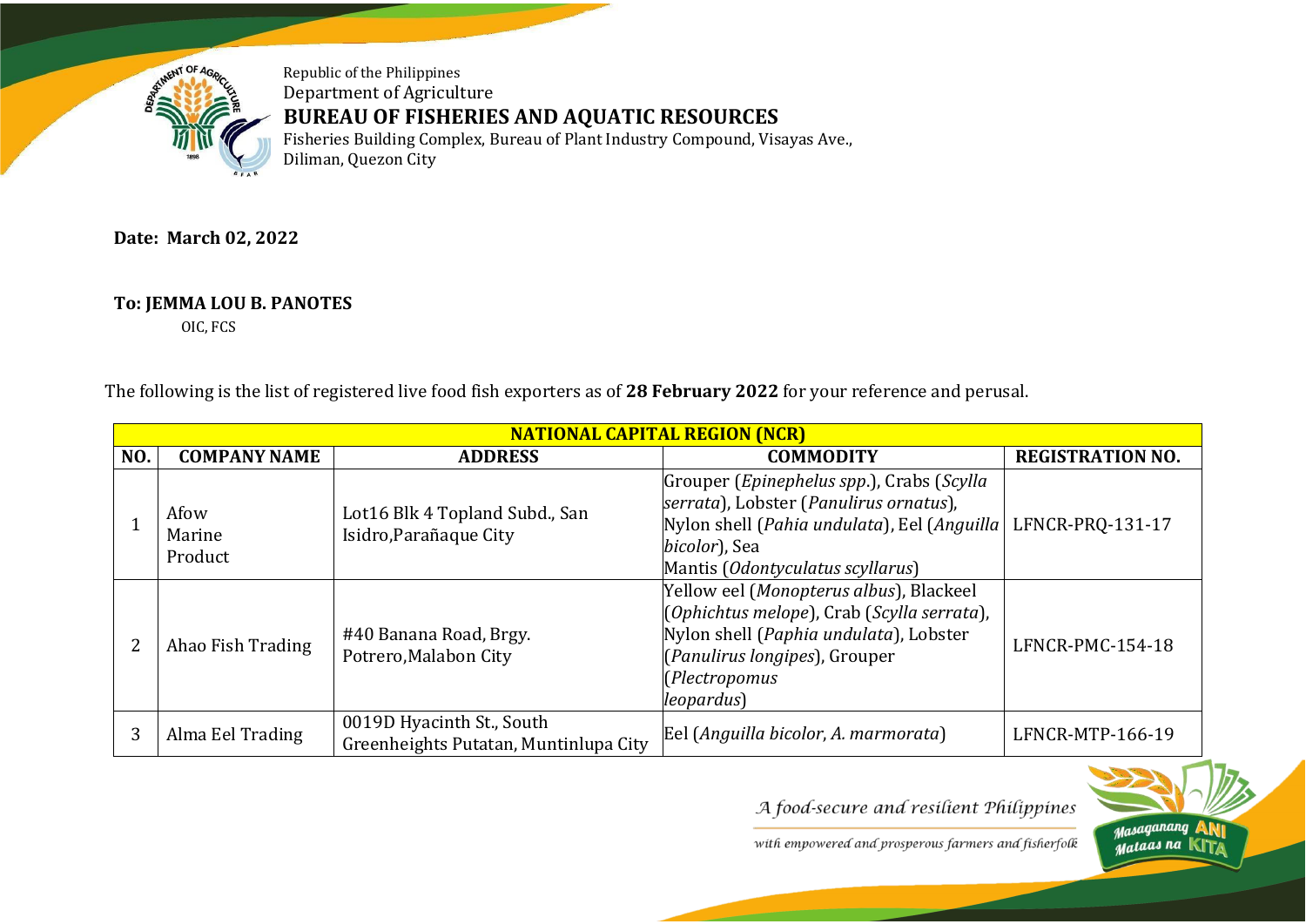Republic of the Philippines
Department of Agriculture
**BUREAU OF FISHERIES AND AQUATIC RESOURCES**
Fisheries Building Complex, Bureau of Plant Industry Compound, Visayas Ave., Diliman, Quezon City

**Date: March 02, 2022**

**To: JEMMA LOU B. PANOTES**
OIC, FCS

The following is the list of registered live food fish exporters as of **28 February 2022** for your reference and perusal.

| **NATIONAL CAPITAL REGION (NCR)** | | | | |
|---|---|---|---|---|
| **NO.** | **COMPANY NAME** | **ADDRESS** | **COMMODITY** | **REGISTRATION NO.** |
| 1 | Afow Marine Product | Lot16 Blk 4 Topland Subd., San Isidro,Parañaque City | Grouper (*Epinephelus spp*.), Crabs (*Scylla serrata*), Lobster (*Panulirus ornatus*), Nylon shell (*Pahia undulata*), Eel (*Anguilla bicolor*), Sea Mantis (*Odontyculatus scyllarus*) | LFNCR-PRQ-131-17 |
| 2 | Ahao Fish Trading | #40 Banana Road, Brgy. Potrero,Malabon City | Yellow eel (*Monopterus albus*), Blackeel (*Ophichtus melope*), Crab (*Scylla serrata*), Nylon shell (*Paphia undulata*), Lobster (*Panulirus longipes*), Grouper (*Plectropomus leopardus*) | LFNCR-PMC-154-18 |
| 3 | Alma Eel Trading | 0019D Hyacinth St., South Greenheights Putatan, Muntinlupa City | Eel (*Anguilla bicolor*, *A. marmorata*) | LFNCR-MTP-166-19 |

*A food-secure and resilient Philippines*
*with empowered and prosperous farmers and fisherfolk*

Masaganang ANI Mataas na KITA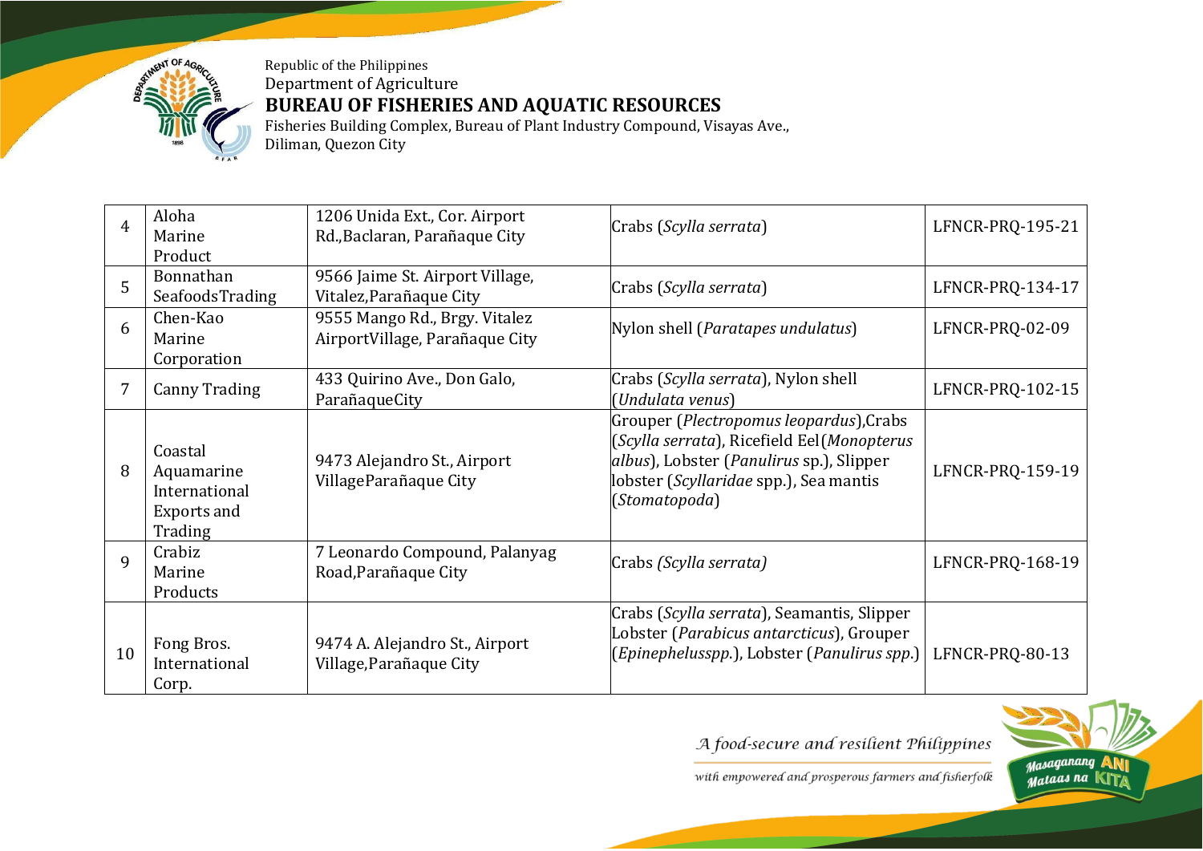| | | | | |
|---|---|---|---|---|
| 4 | Aloha Marine Product | 1206 Unida Ext., Cor. Airport Rd.,Baclaran, Parañaque City | Crabs (*Scylla serrata*) | LFNCR-PRQ-195-21 |
| 5 | Bonnathan SeafoodsTrading | 9566 Jaime St. Airport Village, Vitalez,Parañaque City | Crabs (*Scylla serrata*) | LFNCR-PRQ-134-17 |
| 6 | Chen-Kao Marine Corporation | 9555 Mango Rd., Brgy. Vitalez AirportVillage, Parañaque City | Nylon shell (*Paratapes undulatus*) | LFNCR-PRQ-02-09 |
| 7 | Canny Trading | 433 Quirino Ave., Don Galo, ParañaqueCity | Crabs (*Scylla serrata*), Nylon shell (*Undulata venus*) | LFNCR-PRQ-102-15 |
| 8 | Coastal Aquamarine International Exports and Trading | 9473 Alejandro St., Airport VillageParañaque City | Grouper (*Plectropomus leopardus*),Crabs (*Scylla serrata*), Ricefield Eel(*Monopterus albus*), Lobster (*Panulirus* sp.), Slipper lobster (*Scyllaridae* spp.), Sea mantis (*Stomatopoda*) | LFNCR-PRQ-159-19 |
| 9 | Crabiz Marine Products | 7 Leonardo Compound, Palanyag Road,Parañaque City | Crabs *(Scylla serrata)* | LFNCR-PRQ-168-19 |
| 10 | Fong Bros. International Corp. | 9474 A. Alejandro St., Airport Village,Parañaque City | Crabs (*Scylla serrata*), Seamantis, Slipper Lobster (*Parabicus antarcticus*), Grouper (*Epinephelusspp.*), Lobster (*Panulirus spp.*) | LFNCR-PRQ-80-13 |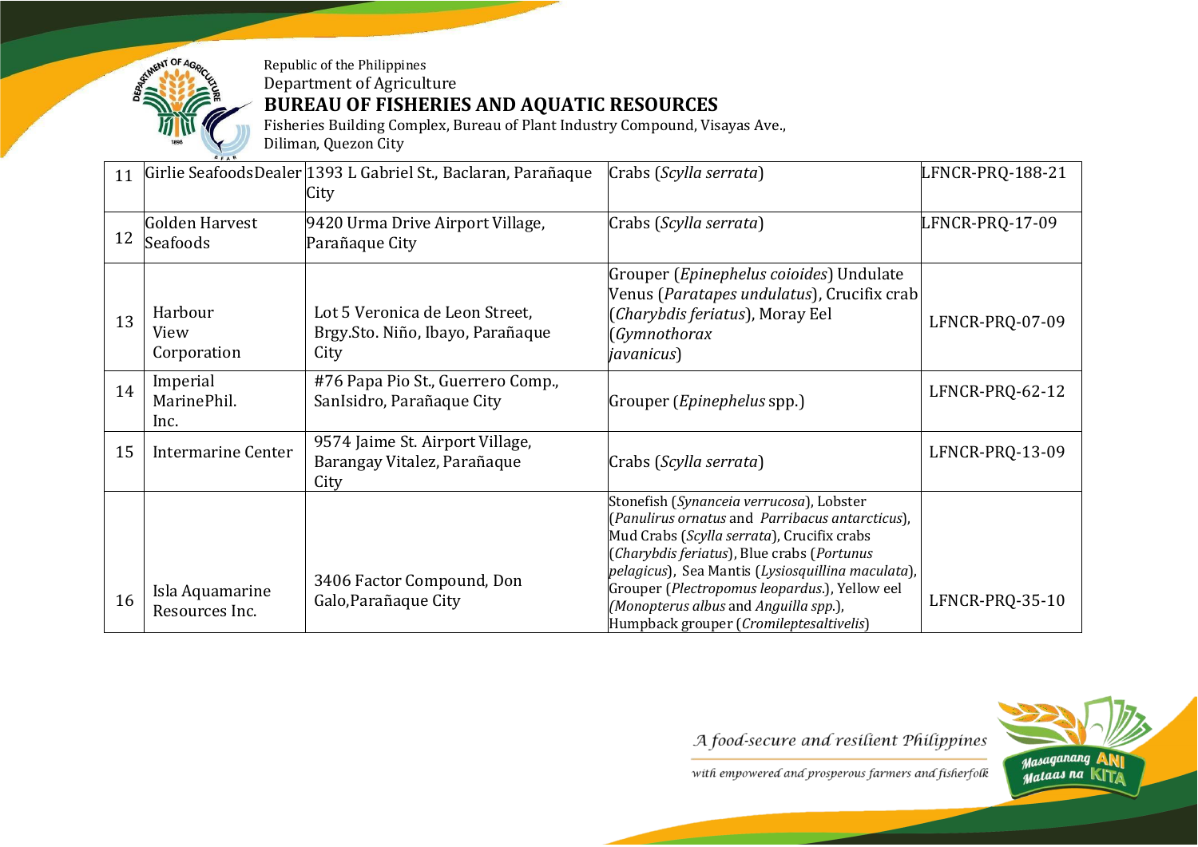| 11 | Girlie SeafoodsDealer | 1393 L Gabriel St., Baclaran, Parañaque City | Crabs (*Scylla serrata*) | LFNCR-PRQ-188-21 |
|---|---|---|---|---|
| 12 | Golden Harvest Seafoods | 9420 Urma Drive Airport Village, Parañaque City | Crabs (*Scylla serrata*) | LFNCR-PRQ-17-09 |
| 13 | Harbour View Corporation | Lot 5 Veronica de Leon Street, Brgy.Sto. Niño, Ibayo, Parañaque City | Grouper (*Epinephelus coioides*) Undulate Venus (*Paratapes undulatus*), Crucifix crab (*Charybdis feriatus*), Moray Eel (*Gymnothorax javanicus*) | LFNCR-PRQ-07-09 |
| 14 | Imperial MarinePhil. Inc. | #76 Papa Pio St., Guerrero Comp., SanIsidro, Parañaque City | Grouper (*Epinephelus* spp.) | LFNCR-PRQ-62-12 |
| 15 | Intermarine Center | 9574 Jaime St. Airport Village, Barangay Vitalez, Parañaque City | Crabs (*Scylla serrata*) | LFNCR-PRQ-13-09 |
| 16 | Isla Aquamarine Resources Inc. | 3406 Factor Compound, Don Galo,Parañaque City | Stonefish (*Synanceia verrucosa*), Lobster (*Panulirus ornatus* and *Parribacus antarcticus*), Mud Crabs (*Scylla serrata*), Crucifix crabs (*Charybdis feriatus*), Blue crabs (*Portunus pelagicus*), Sea Mantis (*Lysiosquillina maculata*), Grouper (*Plectropomus leopardus*.), Yellow eel (*Monopterus albus* and *Anguilla spp.*), Humpback grouper (*Cromileptesaltivelis*) | LFNCR-PRQ-35-10 |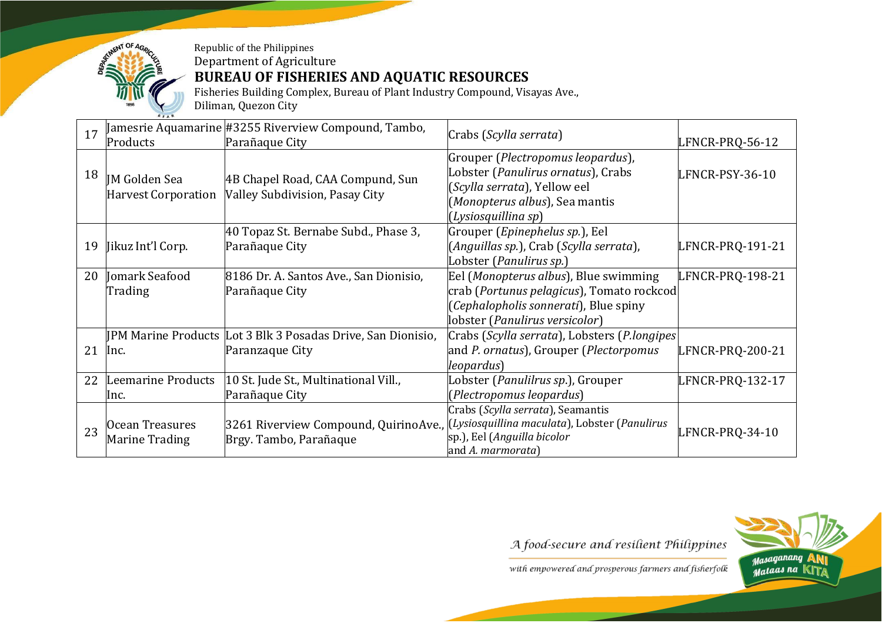| 17 | Jamesrie Aquamarine Products | #3255 Riverview Compound, Tambo, Parañaque City | Crabs (*Scylla serrata*) | LFNCR-PRQ-56-12 |
|---|---|---|---|---|
| 18 | JM Golden Sea Harvest Corporation | 4B Chapel Road, CAA Compund, Sun Valley Subdivision, Pasay City | Grouper (*Plectropomus leopardus*), Lobster (*Panulirus ornatus*), Crabs (*Scylla serrata*), Yellow eel (*Monopterus albus*), Sea mantis (*Lysiosquillina sp*) | LFNCR-PSY-36-10 |
| 19 | Jikuz Int'l Corp. | 40 Topaz St. Bernabe Subd., Phase 3, Parañaque City | Grouper (*Epinephelus sp.*), Eel (*Anguillas sp.*), Crab (*Scylla serrata*), Lobster (*Panulirus sp.*) | LFNCR-PRQ-191-21 |
| 20 | Jomark Seafood Trading | 8186 Dr. A. Santos Ave., San Dionisio, Parañaque City | Eel (*Monopterus albus*), Blue swimming crab (*Portunus pelagicus*), Tomato rockcod (*Cephalopholis sonnerati*), Blue spiny lobster (*Panulirus versicolor*) | LFNCR-PRQ-198-21 |
| 21 | JPM Marine Products Inc. | Lot 3 Blk 3 Posadas Drive, San Dionisio, Paranzaque City | Crabs (*Scylla serrata*), Lobsters (*P.longipes* and *P. ornatus*), Grouper (*Plectorpomus leopardus*) | LFNCR-PRQ-200-21 |
| 22 | Leemarine Products Inc. | 10 St. Jude St., Multinational Vill., Parañaque City | Lobster (*Panulilrus sp.*), Grouper (*Plectropomus leopardus*) | LFNCR-PRQ-132-17 |
| 23 | Ocean Treasures Marine Trading | 3261 Riverview Compound, QuirinoAve., Brgy. Tambo, Parañaque | Crabs (*Scylla serrata*), Seamantis (*Lysiosquillina maculata*), Lobster (*Panulirus* sp.), Eel (*Anguilla bicolor* and *A. marmorata*) | LFNCR-PRQ-34-10 |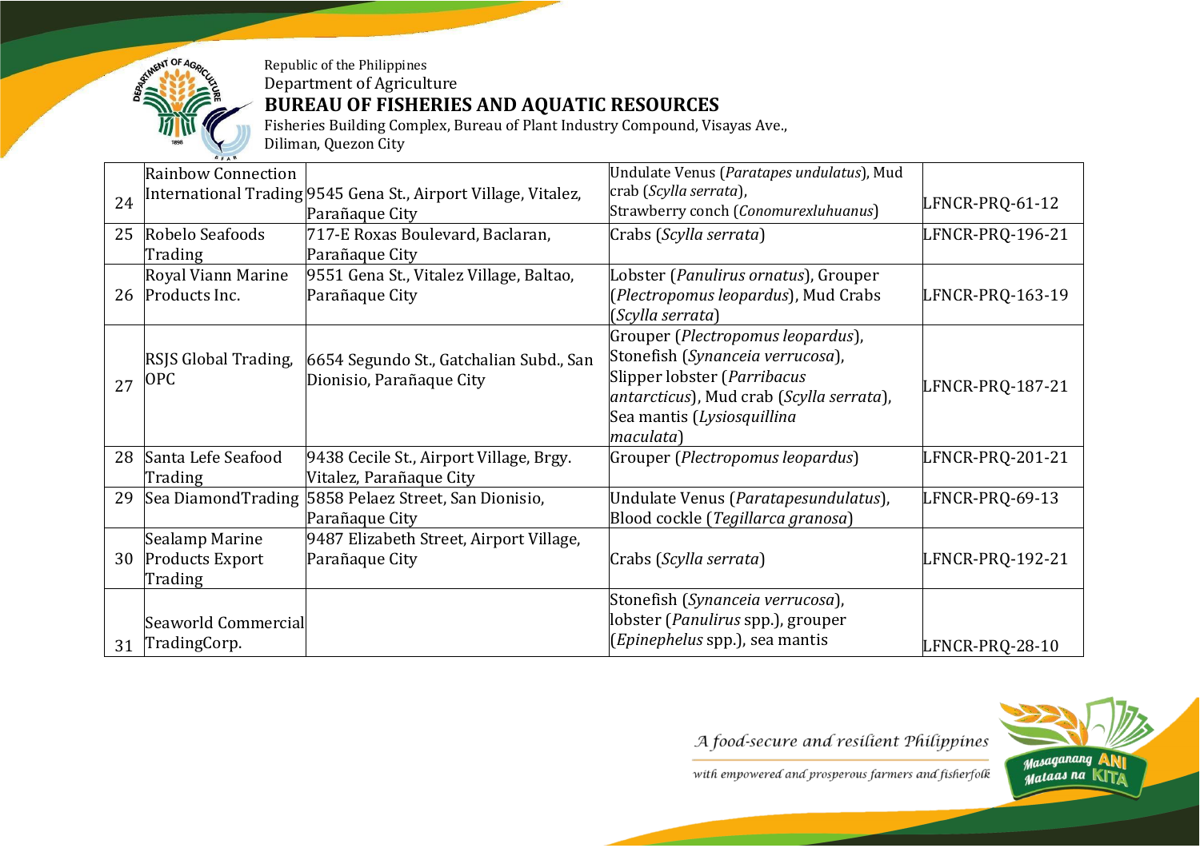Republic of the Philippines
Department of Agriculture
**BUREAU OF FISHERIES AND AQUATIC RESOURCES**
Fisheries Building Complex, Bureau of Plant Industry Compound, Visayas Ave., Diliman, Quezon City

| | | | | |
|---|---|---|---|---|
| 24 | Rainbow Connection International Trading | 9545 Gena St., Airport Village, Vitalez, Parañaque City | Undulate Venus (*Paratapes undulatus*), Mud crab (*Scylla serrata*), Strawberry conch (*Conomurexluhuanus*) | LFNCR-PRQ-61-12 |
| 25 | Robelo Seafoods Trading | 717-E Roxas Boulevard, Baclaran, Parañaque City | Crabs (*Scylla serrata*) | LFNCR-PRQ-196-21 |
| 26 | Royal Viann Marine Products Inc. | 9551 Gena St., Vitalez Village, Baltao, Parañaque City | Lobster (*Panulirus ornatus*), Grouper (*Plectropomus leopardus*), Mud Crabs (*Scylla serrata*) | LFNCR-PRQ-163-19 |
| 27 | RSJS Global Trading, OPC | 6654 Segundo St., Gatchalian Subd., San Dionisio, Parañaque City | Grouper (*Plectropomus leopardus*), Stonefish (*Synanceia verrucosa*), Slipper lobster (*Parribacus antarcticus*), Mud crab (*Scylla serrata*), Sea mantis (*Lysiosquillina maculata*) | LFNCR-PRQ-187-21 |
| 28 | Santa Lefe Seafood Trading | 9438 Cecile St., Airport Village, Brgy. Vitalez, Parañaque City | Grouper (*Plectropomus leopardus*) | LFNCR-PRQ-201-21 |
| 29 | Sea DiamondTrading | 5858 Pelaez Street, San Dionisio, Parañaque City | Undulate Venus (*Paratapesundulatus*), Blood cockle (*Tegillarca granosa*) | LFNCR-PRQ-69-13 |
| 30 | Sealamp Marine Products Export Trading | 9487 Elizabeth Street, Airport Village, Parañaque City | Crabs (*Scylla serrata*) | LFNCR-PRQ-192-21 |
| 31 | Seaworld Commercial TradingCorp. | | Stonefish (*Synanceia verrucosa*), lobster (*Panulirus* spp.), grouper (*Epinephelus* spp.), sea mantis | LFNCR-PRQ-28-10 |

*A food-secure and resilient Philippines with empowered and prosperous farmers and fisherfolk*

Masaganang ANI Mataas na KITA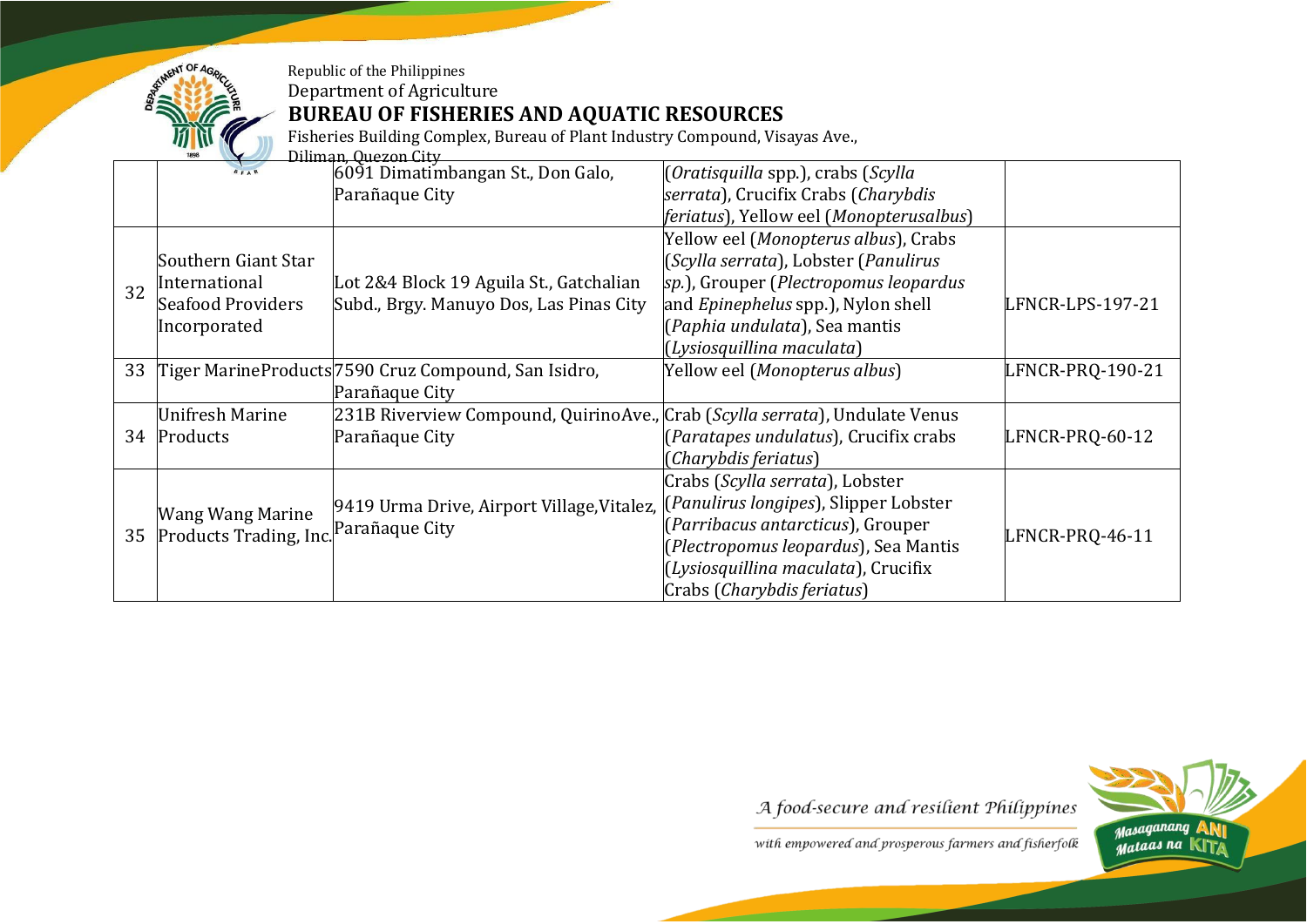| | | | | |
|---|---|---|---|---|
| | | 6091 Dimatimbangan St., Don Galo, Parañaque City | (*Oratisquilla* spp.), crabs (*Scylla serrata*), Crucifix Crabs (*Charybdis feriatus*), Yellow eel (*Monopterusalbus*) | |
| 32 | Southern Giant Star International Seafood Providers Incorporated | Lot 2&4 Block 19 Aguila St., Gatchalian Subd., Brgy. Manuyo Dos, Las Pinas City | Yellow eel (*Monopterus albus*), Crabs (*Scylla serrata*), Lobster (*Panulirus sp.*), Grouper (*Plectropomus leopardus* and *Epinephelus* spp.), Nylon shell (*Paphia undulata*), Sea mantis (*Lysiosquillina maculata*) | LFNCR-LPS-197-21 |
| 33 | Tiger MarineProducts | 7590 Cruz Compound, San Isidro, Parañaque City | Yellow eel (*Monopterus albus*) | LFNCR-PRQ-190-21 |
| 34 | Unifresh Marine Products | 231B Riverview Compound, QuirinoAve., Parañaque City | Crab (*Scylla serrata*), Undulate Venus (*Paratapes undulatus*), Crucifix crabs (*Charybdis feriatus*) | LFNCR-PRQ-60-12 |
| 35 | Wang Wang Marine Products Trading, Inc. | 9419 Urma Drive, Airport Village,Vitalez, Parañaque City | Crabs (*Scylla serrata*), Lobster (*Panulirus longipes*), Slipper Lobster (*Parribacus antarcticus*), Grouper (*Plectropomus leopardus*), Sea Mantis (*Lysiosquillina maculata*), Crucifix Crabs (*Charybdis feriatus*) | LFNCR-PRQ-46-11 |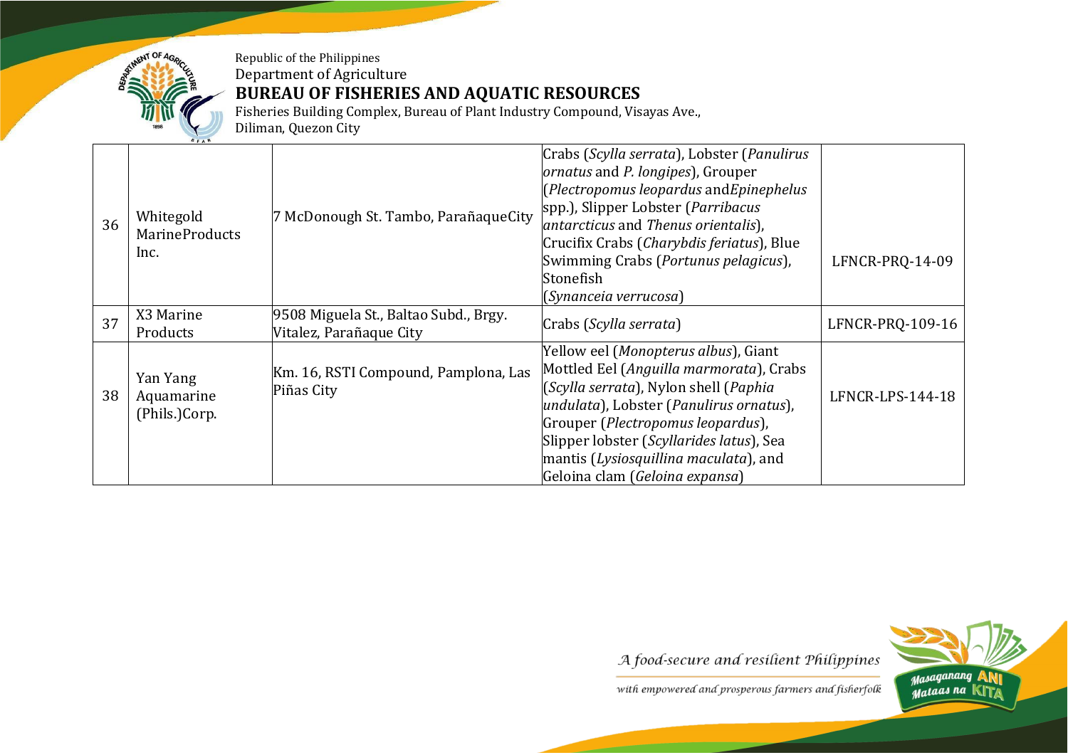| | | | | |
|---|---|---|---|---|
| 36 | Whitegold MarineProducts Inc. | 7 McDonough St. Tambo, ParañaqueCity | Crabs (*Scylla serrata*), Lobster (*Panulirus ornatus* and *P. longipes*), Grouper (*Plectropomus leopardus* and*Epinephelus* spp.), Slipper Lobster (*Parribacus antarcticus* and *Thenus orientalis*), Crucifix Crabs (*Charybdis feriatus*), Blue Swimming Crabs (*Portunus pelagicus*), Stonefish (*Synanceia verrucosa*) | LFNCR-PRQ-14-09 |
| 37 | X3 Marine Products | 9508 Miguela St., Baltao Subd., Brgy. Vitalez, Parañaque City | Crabs (*Scylla serrata*) | LFNCR-PRQ-109-16 |
| 38 | Yan Yang Aquamarine (Phils.)Corp. | Km. 16, RSTI Compound, Pamplona, Las Piñas City | Yellow eel (*Monopterus albus*), Giant Mottled Eel (*Anguilla marmorata*), Crabs (*Scylla serrata*), Nylon shell (*Paphia undulata*), Lobster (*Panulirus ornatus*), Grouper (*Plectropomus leopardus*), Slipper lobster (*Scyllarides latus*), Sea mantis (*Lysiosquillina maculata*), and Geloina clam (*Geloina expansa*) | LFNCR-LPS-144-18 |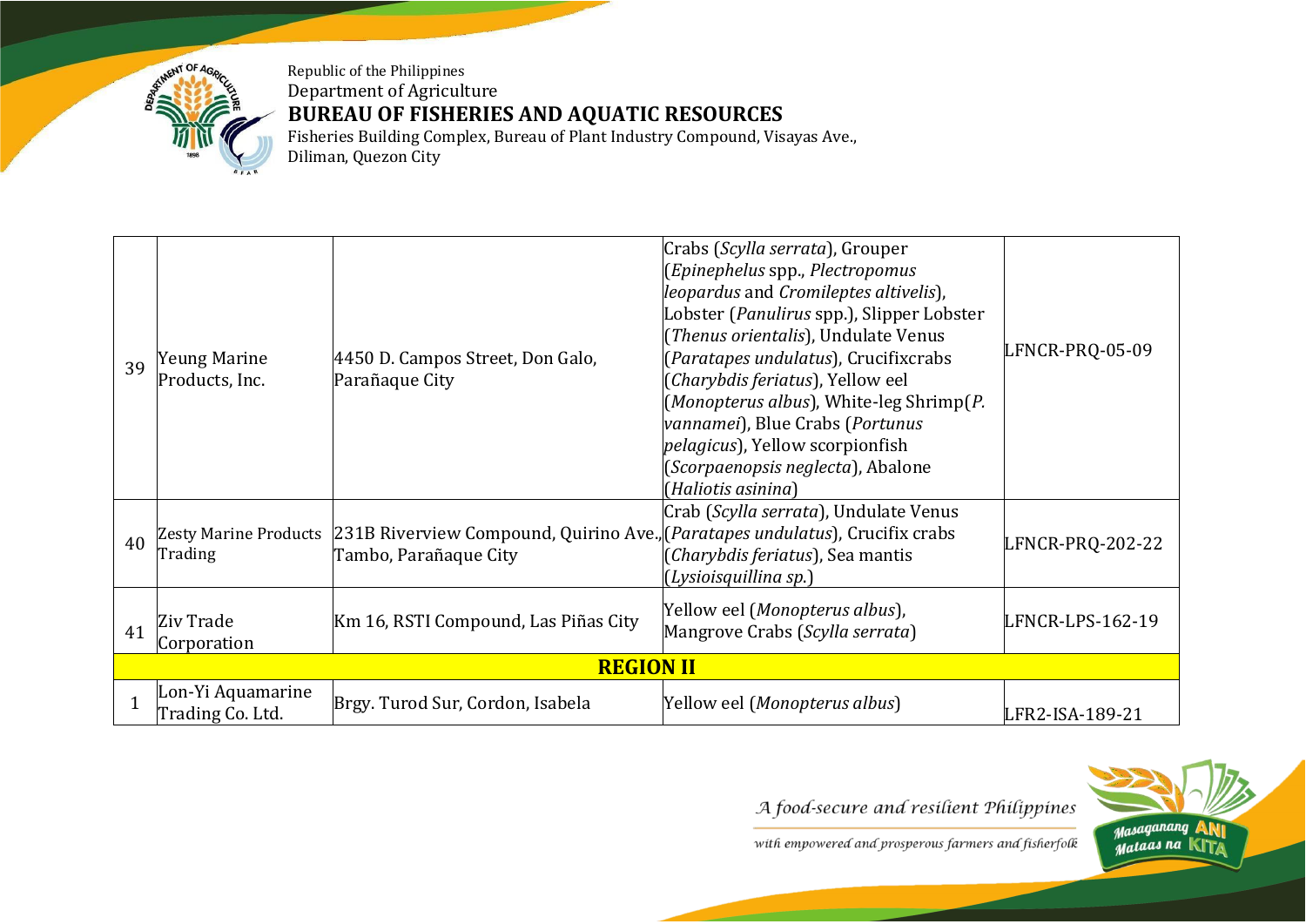| | | | | |
|---|---|---|---|---|
| 39 | Yeung Marine Products, Inc. | 4450 D. Campos Street, Don Galo, Parañaque City | Crabs (*Scylla serrata*), Grouper (*Epinephelus* spp., *Plectropomus leopardus* and *Cromileptes altivelis*), Lobster (*Panulirus* spp.), Slipper Lobster (*Thenus orientalis*), Undulate Venus (*Paratapes undulatus*), Crucifixcrabs (*Charybdis feriatus*), Yellow eel (*Monopterus albus*), White-leg Shrimp(*P. vannamei*), Blue Crabs (*Portunus pelagicus*), Yellow scorpionfish (*Scorpaenopsis neglecta*), Abalone (*Haliotis asinina*) | LFNCR-PRQ-05-09 |
| 40 | Zesty Marine Products Trading | 231B Riverview Compound, Quirino Ave., Tambo, Parañaque City | Crab (*Scylla serrata*), Undulate Venus (*Paratapes undulatus*), Crucifix crabs (*Charybdis feriatus*), Sea mantis (*Lysioisquillina sp.*) | LFNCR-PRQ-202-22 |
| 41 | Ziv Trade Corporation | Km 16, RSTI Compound, Las Piñas City | Yellow eel (*Monopterus albus*), Mangrove Crabs (*Scylla serrata*) | LFNCR-LPS-162-19 |
| **REGION II** | | | | |
| 1 | Lon-Yi Aquamarine Trading Co. Ltd. | Brgy. Turod Sur, Cordon, Isabela | Yellow eel (*Monopterus albus*) | LFR2-ISA-189-21 |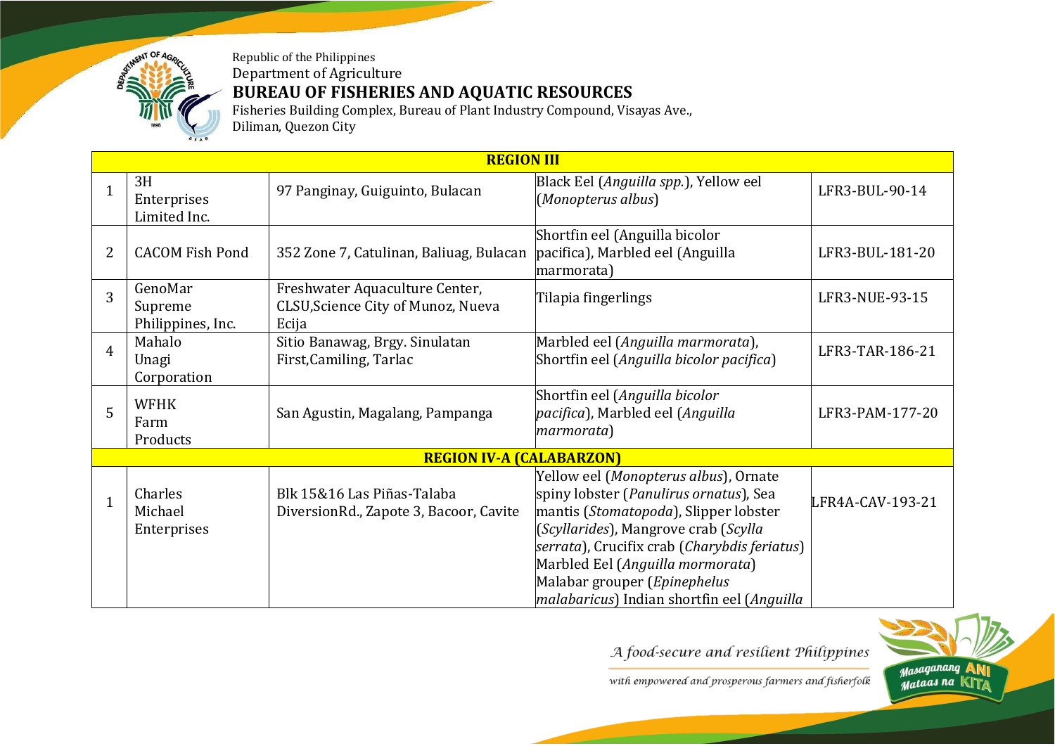Republic of the Philippines
Department of Agriculture
**BUREAU OF FISHERIES AND AQUATIC RESOURCES**
Fisheries Building Complex, Bureau of Plant Industry Compound, Visayas Ave., Diliman, Quezon City

| **REGION III** | | | | |
|---|---|---|---|---|
| 1 | 3H Enterprises Limited Inc. | 97 Panginay, Guiguinto, Bulacan | Black Eel (*Anguilla spp.*), Yellow eel (*Monopterus albus*) | LFR3-BUL-90-14 |
| 2 | CACOM Fish Pond | 352 Zone 7, Catulinan, Baliuag, Bulacan | Shortfin eel (Anguilla bicolor pacifica), Marbled eel (Anguilla marmorata) | LFR3-BUL-181-20 |
| 3 | GenoMar Supreme Philippines, Inc. | Freshwater Aquaculture Center, CLSU,Science City of Munoz, Nueva Ecija | Tilapia fingerlings | LFR3-NUE-93-15 |
| 4 | Mahalo Unagi Corporation | Sitio Banawag, Brgy. Sinulatan First,Camiling, Tarlac | Marbled eel (*Anguilla marmorata*), Shortfin eel (*Anguilla bicolor pacifica*) | LFR3-TAR-186-21 |
| 5 | WFHK Farm Products | San Agustin, Magalang, Pampanga | Shortfin eel (*Anguilla bicolor pacifica*), Marbled eel (*Anguilla marmorata*) | LFR3-PAM-177-20 |
| **REGION IV-A (CALABARZON)** | | | | |
| 1 | Charles Michael Enterprises | Blk 15&16 Las Piñas-Talaba DiversionRd., Zapote 3, Bacoor, Cavite | Yellow eel (*Monopterus albus*), Ornate spiny lobster (*Panulirus ornatus*), Sea mantis (*Stomatopoda*), Slipper lobster (*Scyllarides*), Mangrove crab (*Scylla serrata*), Crucifix crab (*Charybdis feriatus*) Marbled Eel (*Anguilla mormorata*) Malabar grouper (*Epinephelus malabaricus*) Indian shortfin eel (*Anguilla* | LFR4A-CAV-193-21 |

A food-secure and resilient Philippines with empowered and prosperous farmers and fisherfolk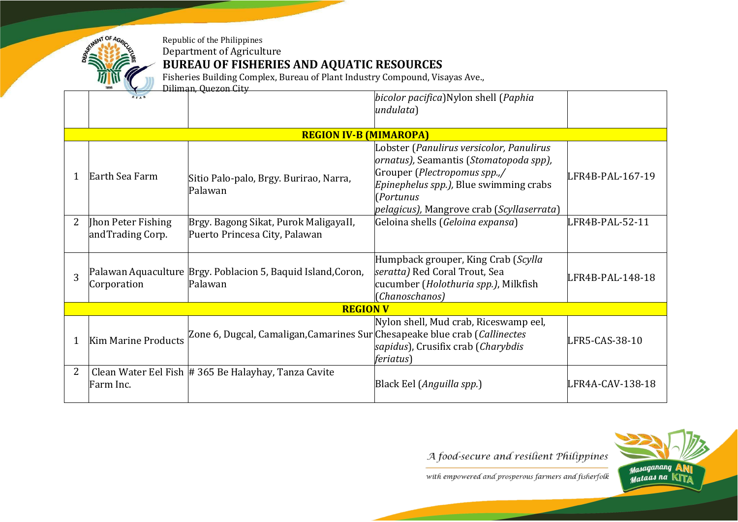| | | | | |
|---|---|---|---|---|
| | | | *bicolor pacifica*)Nylon shell (*Paphia undulata*) | |
| **REGION IV-B (MIMAROPA)** | | | | |
| 1 | Earth Sea Farm | Sitio Palo-palo, Brgy. Burirao, Narra, Palawan | Lobster (*Panulirus versicolor, Panulirus ornatus),* Seamantis (*Stomatopoda spp),* Grouper (*Plectropomus spp.,/ Epinephelus spp.),* Blue swimming crabs (*Portunus pelagicus),* Mangrove crab (*Scyllaserrata*) | LFR4B-PAL-167-19 |
| 2 | Jhon Peter Fishing andTrading Corp. | Brgy. Bagong Sikat, Purok MaligayaII, Puerto Princesa City, Palawan | Geloina shells (*Geloina expansa*) | LFR4B-PAL-52-11 |
| 3 | Palawan Aquaculture Corporation | Brgy. Poblacion 5, Baquid Island,Coron, Palawan | Humpback grouper, King Crab (*Scylla seratta)* Red Coral Trout, Sea cucumber (*Holothuria spp.)*, Milkfish (*Chanoschanos)* | LFR4B-PAL-148-18 |
| **REGION V** | | | | |
| 1 | Kim Marine Products | Zone 6, Dugcal, Camaligan,Camarines Sur | Nylon shell, Mud crab, Riceswamp eel, Chesapeake blue crab (*Callinectes sapidus*), Crusifix crab (*Charybdis feriatus*) | LFR5-CAS-38-10 |
| 2 | Clean Water Eel Fish Farm Inc. | # 365 Be Halayhay, Tanza Cavite | Black Eel (*Anguilla spp.*) | LFR4A-CAV-138-18 |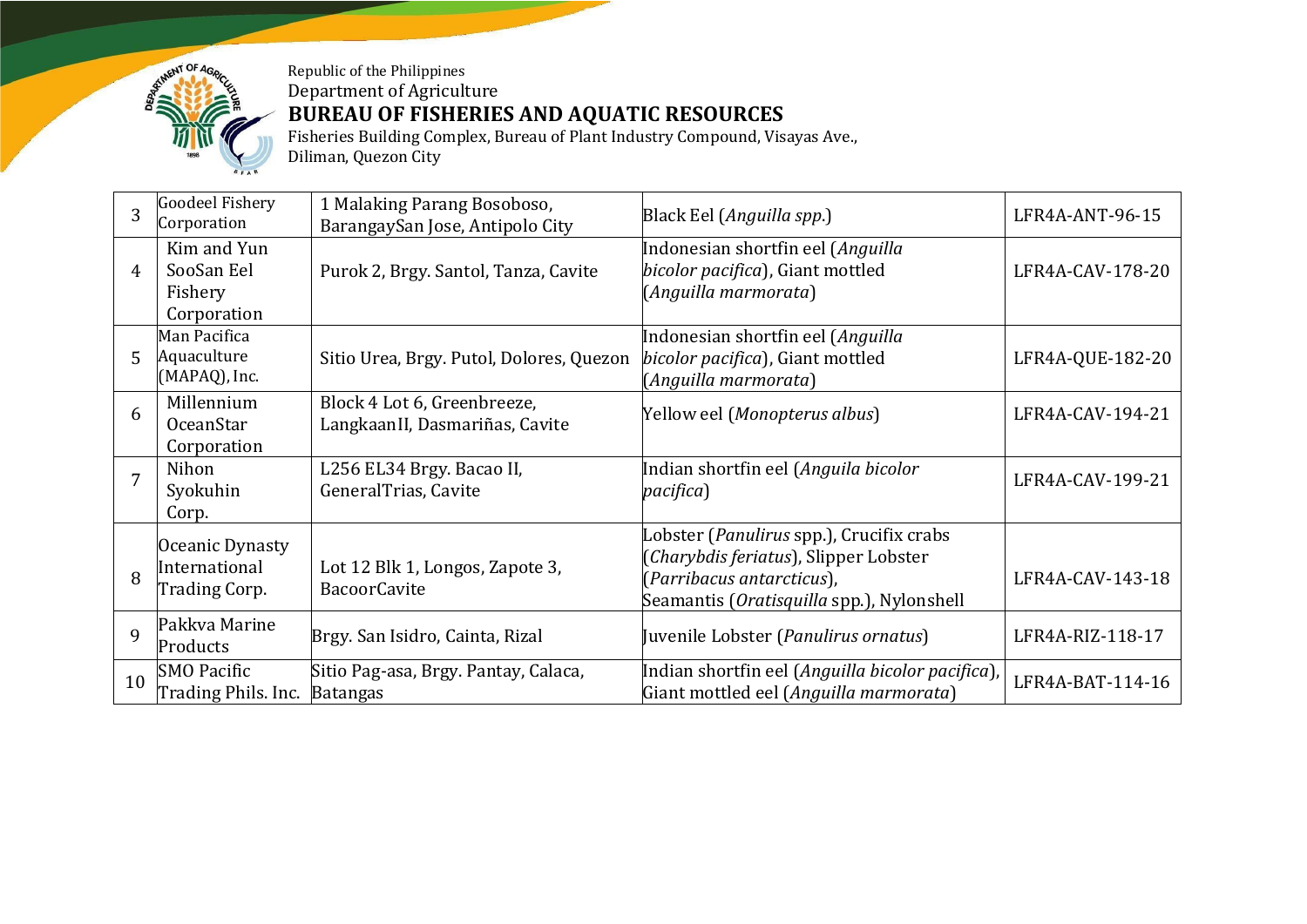Republic of the Philippines
Department of Agriculture
**BUREAU OF FISHERIES AND AQUATIC RESOURCES**
Fisheries Building Complex, Bureau of Plant Industry Compound, Visayas Ave., Diliman, Quezon City

| | | | | |
|---|---|---|---|---|
| 3 | Goodeel Fishery Corporation | 1 Malaking Parang Bosoboso, BarangaySan Jose, Antipolo City | Black Eel (*Anguilla spp.*) | LFR4A-ANT-96-15 |
| 4 | Kim and Yun SooSan Eel Fishery Corporation | Purok 2, Brgy. Santol, Tanza, Cavite | Indonesian shortfin eel (*Anguilla bicolor pacifica*), Giant mottled (*Anguilla marmorata*) | LFR4A-CAV-178-20 |
| 5 | Man Pacifica Aquaculture (MAPAQ), Inc. | Sitio Urea, Brgy. Putol, Dolores, Quezon | Indonesian shortfin eel (*Anguilla bicolor pacifica*), Giant mottled (*Anguilla marmorata*) | LFR4A-QUE-182-20 |
| 6 | Millennium OceanStar Corporation | Block 4 Lot 6, Greenbreeze, LangkaanII, Dasmariñas, Cavite | Yellow eel (*Monopterus albus*) | LFR4A-CAV-194-21 |
| 7 | Nihon Syokuhin Corp. | L256 EL34 Brgy. Bacao II, GeneralTrias, Cavite | Indian shortfin eel (*Anguila bicolor pacifica*) | LFR4A-CAV-199-21 |
| 8 | Oceanic Dynasty International Trading Corp. | Lot 12 Blk 1, Longos, Zapote 3, BacoorCavite | Lobster (*Panulirus* spp.), Crucifix crabs (*Charybdis feriatus*), Slipper Lobster (*Parribacus antarcticus*), Seamantis (*Oratisquilla* spp.), Nylonshell | LFR4A-CAV-143-18 |
| 9 | Pakkva Marine Products | Brgy. San Isidro, Cainta, Rizal | Juvenile Lobster (*Panulirus ornatus*) | LFR4A-RIZ-118-17 |
| 10 | SMO Pacific Trading Phils. Inc. | Sitio Pag-asa, Brgy. Pantay, Calaca, Batangas | Indian shortfin eel (*Anguilla bicolor pacifica*), Giant mottled eel (*Anguilla marmorata*) | LFR4A-BAT-114-16 |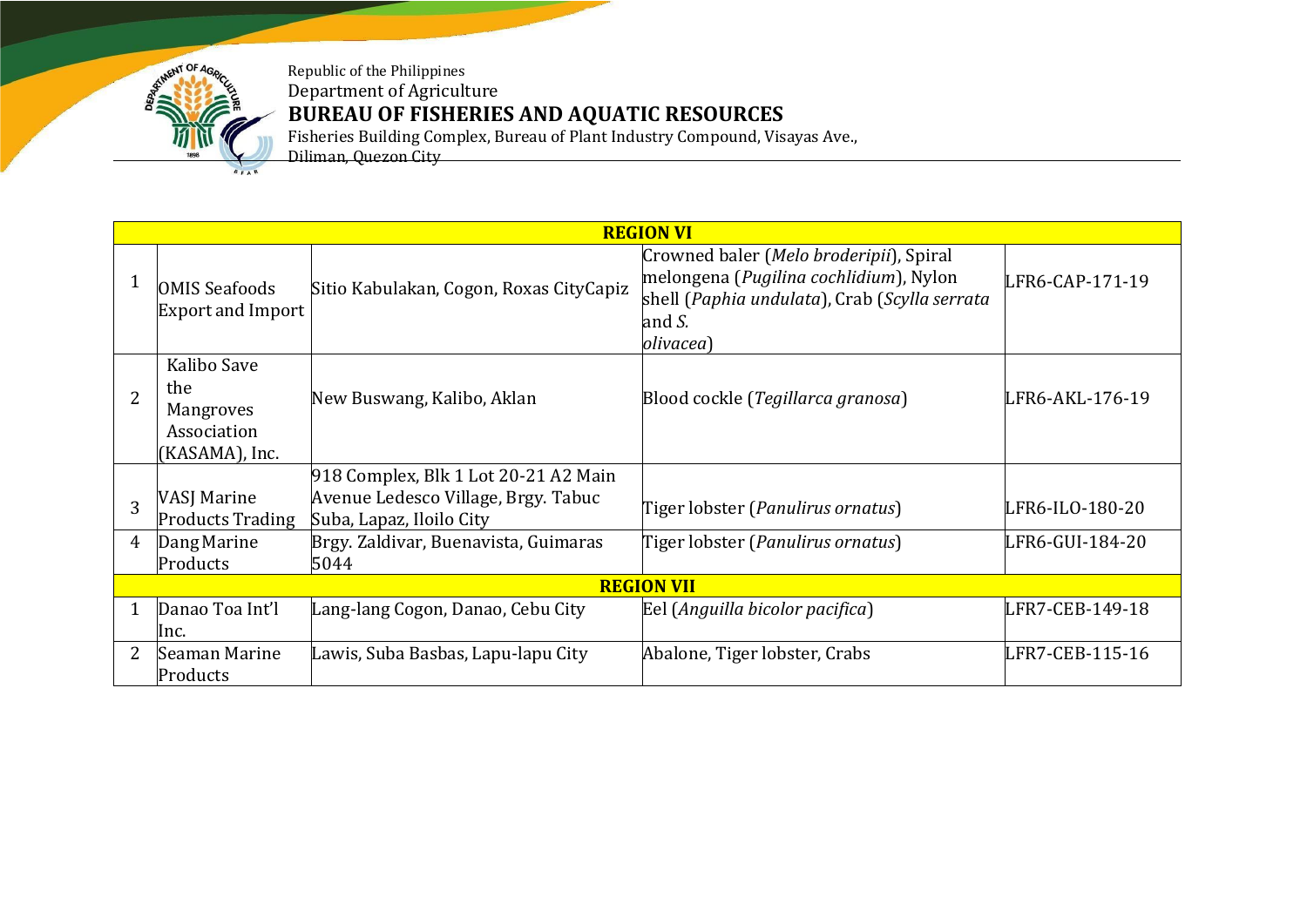Republic of the Philippines
Department of Agriculture
**BUREAU OF FISHERIES AND AQUATIC RESOURCES**
Fisheries Building Complex, Bureau of Plant Industry Compound, Visayas Ave., Diliman, Quezon City

| | | | | |
|---|---|---|---|---|
| **REGION VI** | | | | |
| 1 | OMIS Seafoods Export and Import | Sitio Kabulakan, Cogon, Roxas CityCapiz | Crowned baler (*Melo broderipii*), Spiral melongena (*Pugilina cochlidium*), Nylon shell (*Paphia undulata*), Crab (*Scylla serrata* and *S. olivacea*) | LFR6-CAP-171-19 |
| 2 | Kalibo Save the Mangroves Association (KASAMA), Inc. | New Buswang, Kalibo, Aklan | Blood cockle (*Tegillarca granosa*) | LFR6-AKL-176-19 |
| 3 | VASJ Marine Products Trading | 918 Complex, Blk 1 Lot 20-21 A2 Main Avenue Ledesco Village, Brgy. Tabuc Suba, Lapaz, Iloilo City | Tiger lobster (*Panulirus ornatus*) | LFR6-ILO-180-20 |
| 4 | Dang Marine Products | Brgy. Zaldivar, Buenavista, Guimaras 5044 | Tiger lobster (*Panulirus ornatus*) | LFR6-GUI-184-20 |
| **REGION VII** | | | | |
| 1 | Danao Toa Int'l Inc. | Lang-lang Cogon, Danao, Cebu City | Eel (*Anguilla bicolor pacifica*) | LFR7-CEB-149-18 |
| 2 | Seaman Marine Products | Lawis, Suba Basbas, Lapu-lapu City | Abalone, Tiger lobster, Crabs | LFR7-CEB-115-16 |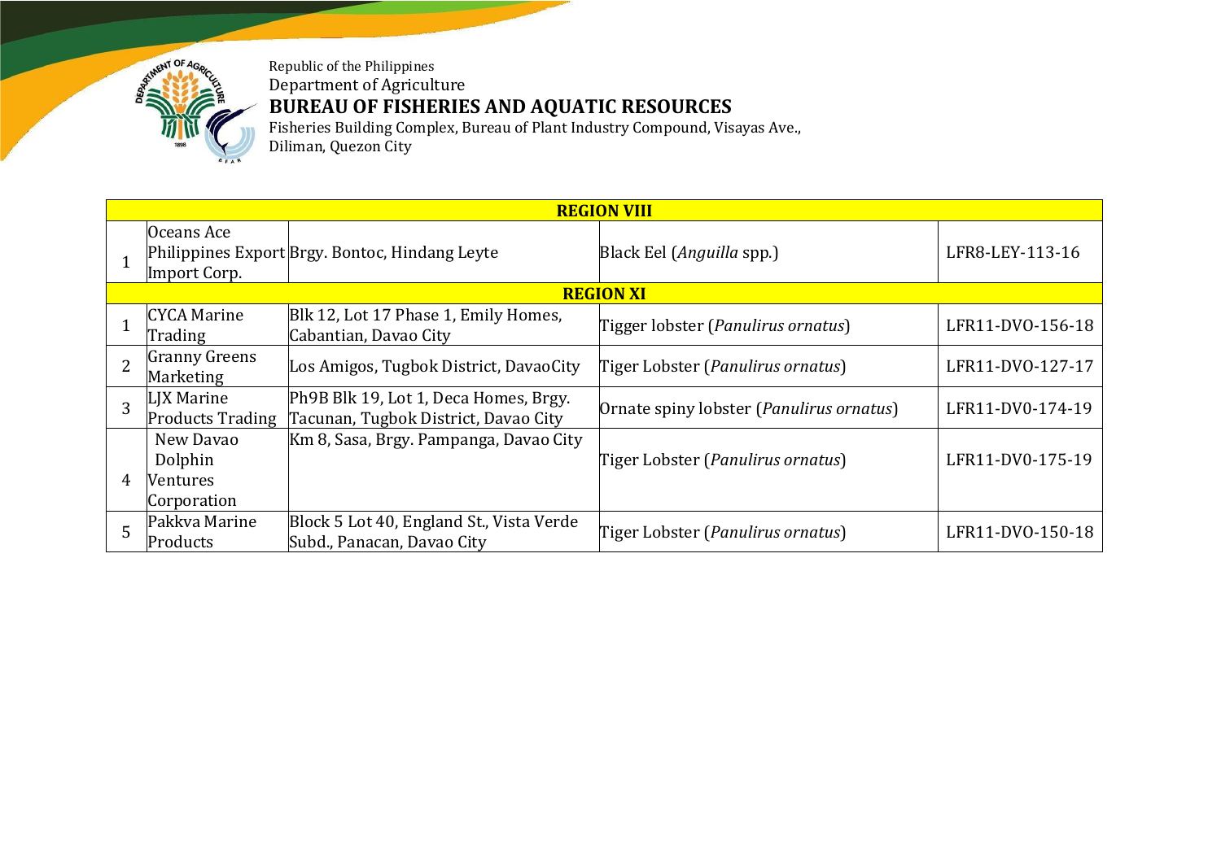Republic of the Philippines
Department of Agriculture
**BUREAU OF FISHERIES AND AQUATIC RESOURCES**
Fisheries Building Complex, Bureau of Plant Industry Compound, Visayas Ave., Diliman, Quezon City

| | | | | |
|---|---|---|---|---|
| **REGION VIII** | | | | |
| 1 | Oceans Ace Philippines Export Import Corp. | Brgy. Bontoc, Hindang Leyte | Black Eel (*Anguilla* spp.) | LFR8-LEY-113-16 |
| **REGION XI** | | | | |
| 1 | CYCA Marine Trading | Blk 12, Lot 17 Phase 1, Emily Homes, Cabantian, Davao City | Tigger lobster (*Panulirus ornatus*) | LFR11-DVO-156-18 |
| 2 | Granny Greens Marketing | Los Amigos, Tugbok District, DavaoCity | Tiger Lobster (*Panulirus ornatus*) | LFR11-DVO-127-17 |
| 3 | LJX Marine Products Trading | Ph9B Blk 19, Lot 1, Deca Homes, Brgy. Tacunan, Tugbok District, Davao City | Ornate spiny lobster (*Panulirus ornatus*) | LFR11-DV0-174-19 |
| 4 | New Davao Dolphin Ventures Corporation | Km 8, Sasa, Brgy. Pampanga, Davao City | Tiger Lobster (*Panulirus ornatus*) | LFR11-DV0-175-19 |
| 5 | Pakkva Marine Products | Block 5 Lot 40, England St., Vista Verde Subd., Panacan, Davao City | Tiger Lobster (*Panulirus ornatus*) | LFR11-DVO-150-18 |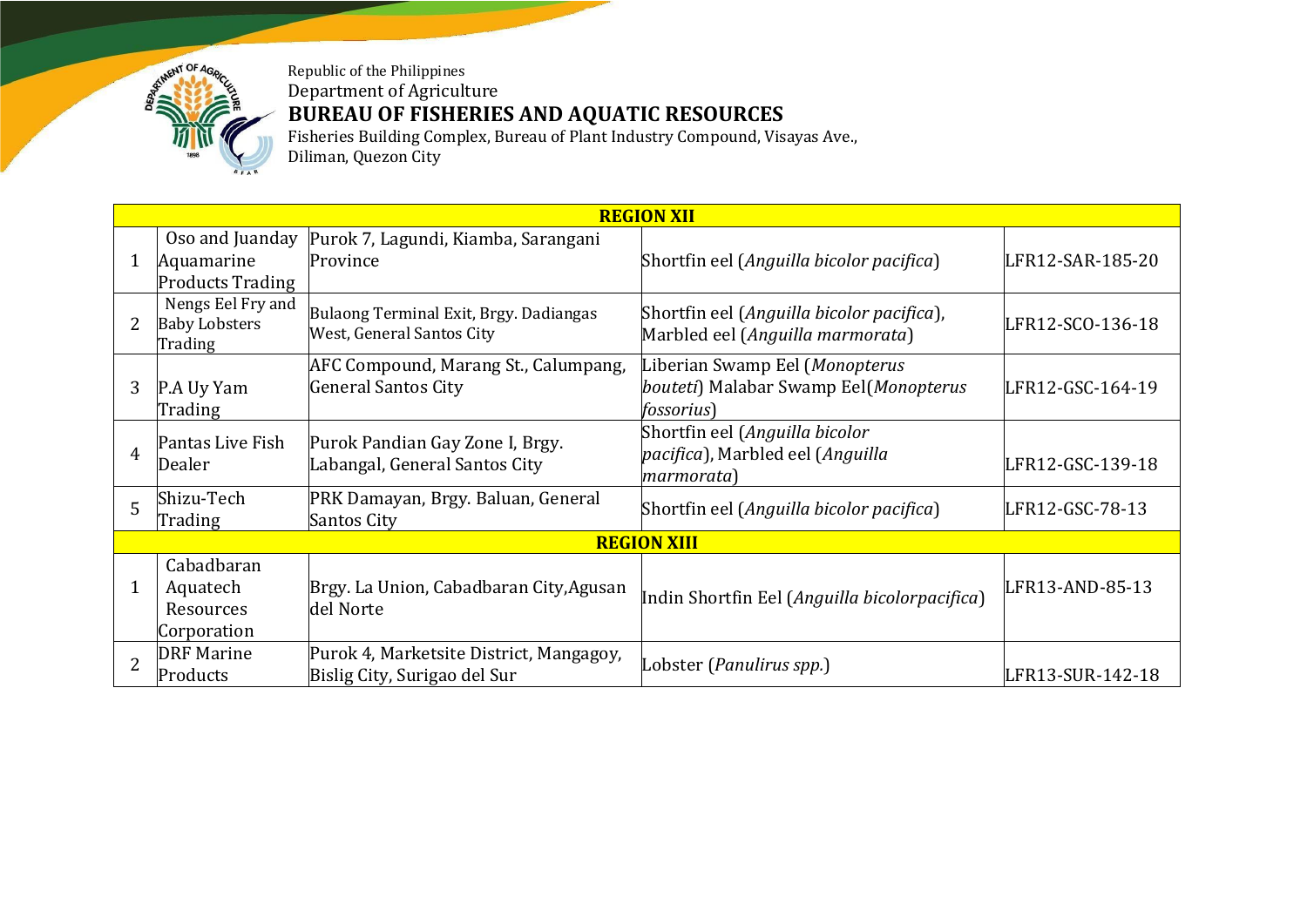Republic of the Philippines
Department of Agriculture
**BUREAU OF FISHERIES AND AQUATIC RESOURCES**
Fisheries Building Complex, Bureau of Plant Industry Compound, Visayas Ave., Diliman, Quezon City

| | | | | |
|---|---|---|---|---|
| **REGION XII** | | | | |
| 1 | Oso and Juanday Aquamarine Products Trading | Purok 7, Lagundi, Kiamba, Sarangani Province | Shortfin eel (*Anguilla bicolor pacifica*) | LFR12-SAR-185-20 |
| 2 | Nengs Eel Fry and Baby Lobsters Trading | Bulaong Terminal Exit, Brgy. Dadiangas West, General Santos City | Shortfin eel (*Anguilla bicolor pacifica*), Marbled eel (*Anguilla marmorata*) | LFR12-SCO-136-18 |
| 3 | P.A Uy Yam Trading | AFC Compound, Marang St., Calumpang, General Santos City | Liberian Swamp Eel (*Monopterus bouteti*) Malabar Swamp Eel(*Monopterus fossorius*) | LFR12-GSC-164-19 |
| 4 | Pantas Live Fish Dealer | Purok Pandian Gay Zone I, Brgy. Labangal, General Santos City | Shortfin eel (*Anguilla bicolor pacifica*), Marbled eel (*Anguilla marmorata*) | LFR12-GSC-139-18 |
| 5 | Shizu-Tech Trading | PRK Damayan, Brgy. Baluan, General Santos City | Shortfin eel (*Anguilla bicolor pacifica*) | LFR12-GSC-78-13 |
| **REGION XIII** | | | | |
| 1 | Cabadbaran Aquatech Resources Corporation | Brgy. La Union, Cabadbaran City,Agusan del Norte | Indin Shortfin Eel (*Anguilla bicolorpacifica*) | LFR13-AND-85-13 |
| 2 | DRF Marine Products | Purok 4, Marketsite District, Mangagoy, Bislig City, Surigao del Sur | Lobster (*Panulirus spp.*) | LFR13-SUR-142-18 |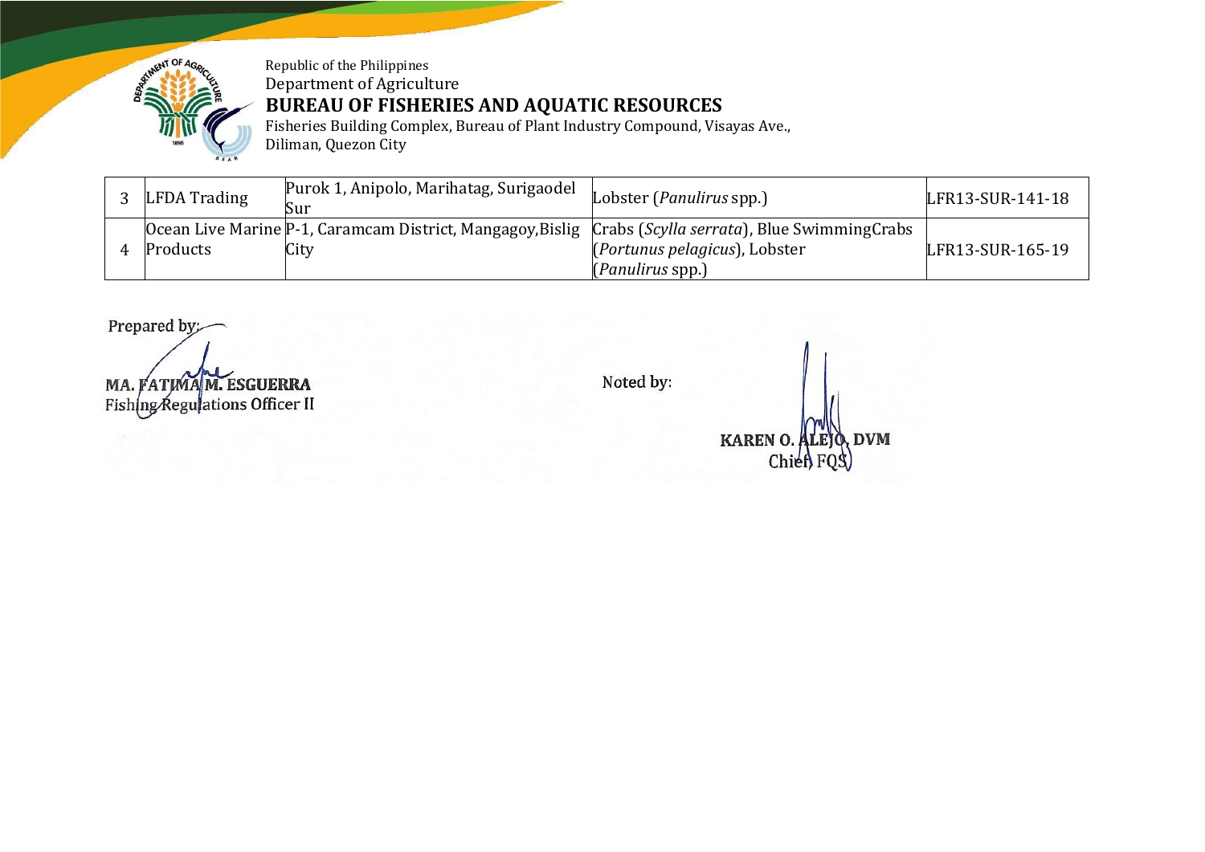Republic of the Philippines
Department of Agriculture
**BUREAU OF FISHERIES AND AQUATIC RESOURCES**
Fisheries Building Complex, Bureau of Plant Industry Compound, Visayas Ave., Diliman, Quezon City

| | | | | |
|---|---|---|---|---|
| 3 | LFDA Trading | Purok 1, Anipolo, Marihatag, Surigaodel Sur | Lobster (*Panulirus* spp.) | LFR13-SUR-141-18 |
| 4 | Ocean Live Marine Products | P-1, Caramcam District, Mangagoy,Bislig City | Crabs (*Scylla serrata*), Blue SwimmingCrabs (*Portunus pelagicus*), Lobster (*Panulirus* spp.) | LFR13-SUR-165-19 |

Prepared by:

**MA. FATIMA M. ESGUERRA**
Fishing Regulations Officer II

Noted by:

**KAREN O. ALEJO, DVM**
Chief, FQS